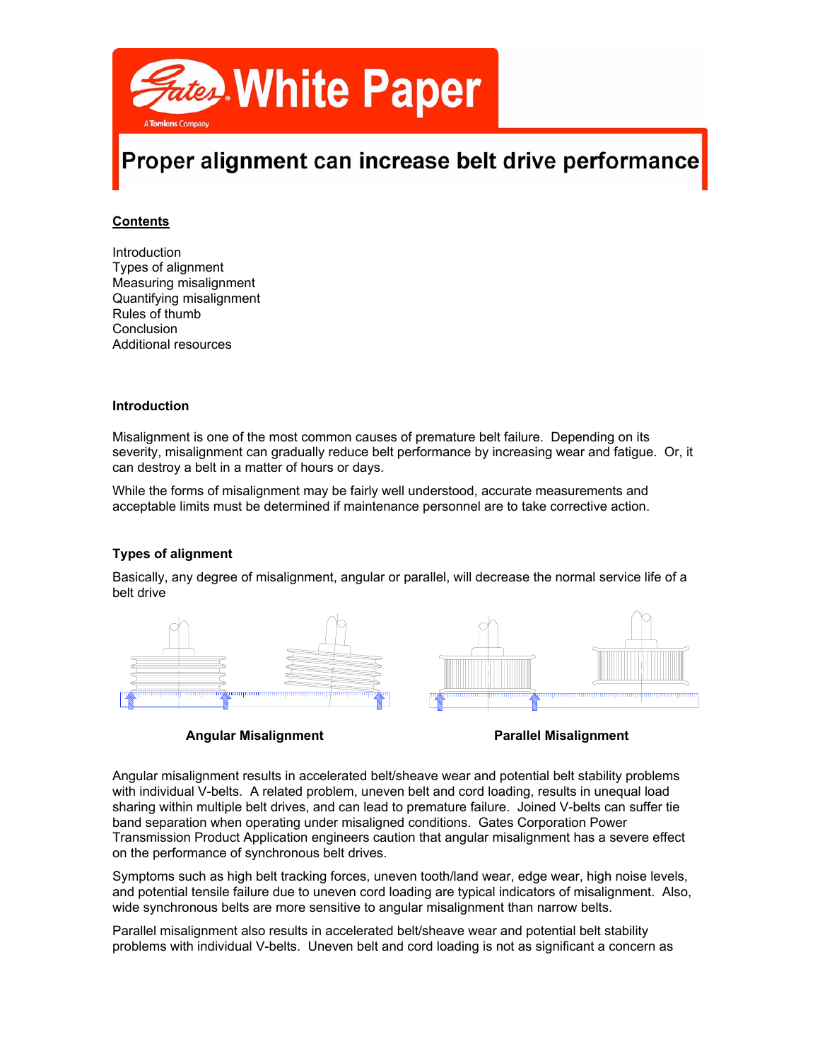# White Paper

## Proper alignment can increase belt drive performance

**Contents**

Introduction
Types of alignment
Measuring misalignment
Quantifying misalignment
Rules of thumb
Conclusion
Additional resources

### Introduction

Misalignment is one of the most common causes of premature belt failure. Depending on its severity, misalignment can gradually reduce belt performance by increasing wear and fatigue. Or, it can destroy a belt in a matter of hours or days.

While the forms of misalignment may be fairly well understood, accurate measurements and acceptable limits must be determined if maintenance personnel are to take corrective action.

### Types of alignment

Basically, any degree of misalignment, angular or parallel, will decrease the normal service life of a belt drive

**Angular Misalignment** **Parallel Misalignment**

Angular misalignment results in accelerated belt/sheave wear and potential belt stability problems with individual V-belts. A related problem, uneven belt and cord loading, results in unequal load sharing within multiple belt drives, and can lead to premature failure. Joined V-belts can suffer tie band separation when operating under misaligned conditions. Gates Corporation Power Transmission Product Application engineers caution that angular misalignment has a severe effect on the performance of synchronous belt drives.

Symptoms such as high belt tracking forces, uneven tooth/land wear, edge wear, high noise levels, and potential tensile failure due to uneven cord loading are typical indicators of misalignment. Also, wide synchronous belts are more sensitive to angular misalignment than narrow belts.

Parallel misalignment also results in accelerated belt/sheave wear and potential belt stability problems with individual V-belts. Uneven belt and cord loading is not as significant a concern as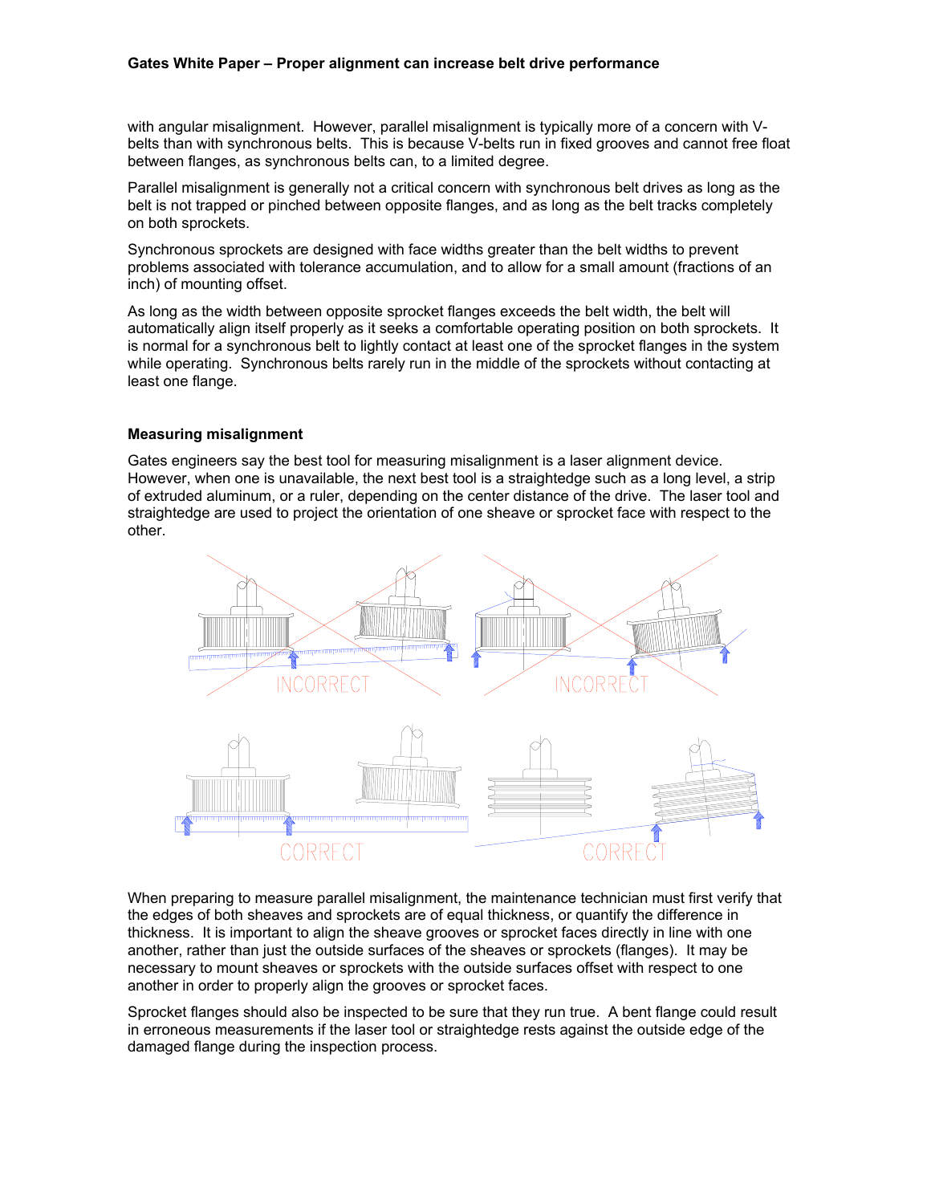with angular misalignment. However, parallel misalignment is typically more of a concern with V-belts than with synchronous belts. This is because V-belts run in fixed grooves and cannot free float between flanges, as synchronous belts can, to a limited degree.

Parallel misalignment is generally not a critical concern with synchronous belt drives as long as the belt is not trapped or pinched between opposite flanges, and as long as the belt tracks completely on both sprockets.

Synchronous sprockets are designed with face widths greater than the belt widths to prevent problems associated with tolerance accumulation, and to allow for a small amount (fractions of an inch) of mounting offset.

As long as the width between opposite sprocket flanges exceeds the belt width, the belt will automatically align itself properly as it seeks a comfortable operating position on both sprockets. It is normal for a synchronous belt to lightly contact at least one of the sprocket flanges in the system while operating. Synchronous belts rarely run in the middle of the sprockets without contacting at least one flange.

### Measuring misalignment

Gates engineers say the best tool for measuring misalignment is a laser alignment device. However, when one is unavailable, the next best tool is a straightedge such as a long level, a strip of extruded aluminum, or a ruler, depending on the center distance of the drive. The laser tool and straightedge are used to project the orientation of one sheave or sprocket face with respect to the other.

INCORRECT INCORRECT

CORRECT CORRECT

When preparing to measure parallel misalignment, the maintenance technician must first verify that the edges of both sheaves and sprockets are of equal thickness, or quantify the difference in thickness. It is important to align the sheave grooves or sprocket faces directly in line with one another, rather than just the outside surfaces of the sheaves or sprockets (flanges). It may be necessary to mount sheaves or sprockets with the outside surfaces offset with respect to one another in order to properly align the grooves or sprocket faces.

Sprocket flanges should also be inspected to be sure that they run true. A bent flange could result in erroneous measurements if the laser tool or straightedge rests against the outside edge of the damaged flange during the inspection process.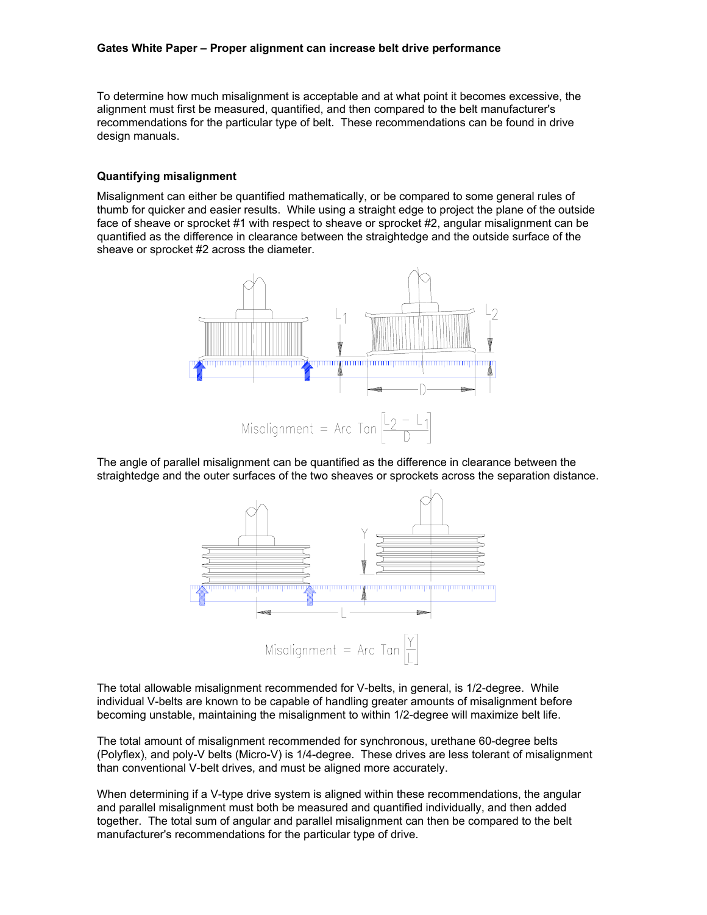To determine how much misalignment is acceptable and at what point it becomes excessive, the alignment must first be measured, quantified, and then compared to the belt manufacturer's recommendations for the particular type of belt. These recommendations can be found in drive design manuals.

### Quantifying misalignment

Misalignment can either be quantified mathematically, or be compared to some general rules of thumb for quicker and easier results. While using a straight edge to project the plane of the outside face of sheave or sprocket #1 with respect to sheave or sprocket #2, angular misalignment can be quantified as the difference in clearance between the straightedge and the outside surface of the sheave or sprocket #2 across the diameter.

$$\text{Misalignment} = \text{Arc Tan}\left[\frac{L_2 - L_1}{D}\right]$$

The angle of parallel misalignment can be quantified as the difference in clearance between the straightedge and the outer surfaces of the two sheaves or sprockets across the separation distance.

$$\text{Misalignment} = \text{Arc Tan}\left[\frac{Y}{L}\right]$$

The total allowable misalignment recommended for V-belts, in general, is 1/2-degree. While individual V-belts are known to be capable of handling greater amounts of misalignment before becoming unstable, maintaining the misalignment to within 1/2-degree will maximize belt life.

The total amount of misalignment recommended for synchronous, urethane 60-degree belts (Polyflex), and poly-V belts (Micro-V) is 1/4-degree. These drives are less tolerant of misalignment than conventional V-belt drives, and must be aligned more accurately.

When determining if a V-type drive system is aligned within these recommendations, the angular and parallel misalignment must both be measured and quantified individually, and then added together. The total sum of angular and parallel misalignment can then be compared to the belt manufacturer's recommendations for the particular type of drive.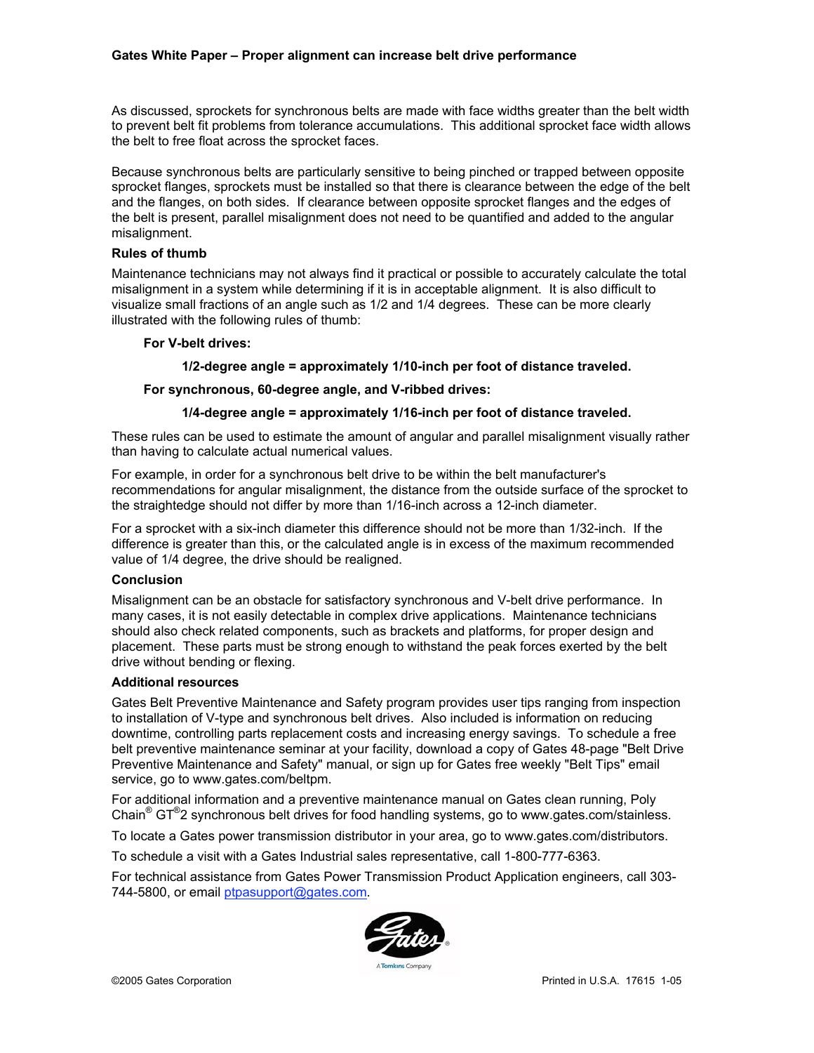As discussed, sprockets for synchronous belts are made with face widths greater than the belt width to prevent belt fit problems from tolerance accumulations. This additional sprocket face width allows the belt to free float across the sprocket faces.

Because synchronous belts are particularly sensitive to being pinched or trapped between opposite sprocket flanges, sprockets must be installed so that there is clearance between the edge of the belt and the flanges, on both sides. If clearance between opposite sprocket flanges and the edges of the belt is present, parallel misalignment does not need to be quantified and added to the angular misalignment.

### Rules of thumb

Maintenance technicians may not always find it practical or possible to accurately calculate the total misalignment in a system while determining if it is in acceptable alignment. It is also difficult to visualize small fractions of an angle such as 1/2 and 1/4 degrees. These can be more clearly illustrated with the following rules of thumb:

**For V-belt drives:**

**1/2-degree angle = approximately 1/10-inch per foot of distance traveled.**

**For synchronous, 60-degree angle, and V-ribbed drives:**

**1/4-degree angle = approximately 1/16-inch per foot of distance traveled.**

These rules can be used to estimate the amount of angular and parallel misalignment visually rather than having to calculate actual numerical values.

For example, in order for a synchronous belt drive to be within the belt manufacturer's recommendations for angular misalignment, the distance from the outside surface of the sprocket to the straightedge should not differ by more than 1/16-inch across a 12-inch diameter.

For a sprocket with a six-inch diameter this difference should not be more than 1/32-inch. If the difference is greater than this, or the calculated angle is in excess of the maximum recommended value of 1/4 degree, the drive should be realigned.

### Conclusion

Misalignment can be an obstacle for satisfactory synchronous and V-belt drive performance. In many cases, it is not easily detectable in complex drive applications. Maintenance technicians should also check related components, such as brackets and platforms, for proper design and placement. These parts must be strong enough to withstand the peak forces exerted by the belt drive without bending or flexing.

### Additional resources

Gates Belt Preventive Maintenance and Safety program provides user tips ranging from inspection to installation of V-type and synchronous belt drives. Also included is information on reducing downtime, controlling parts replacement costs and increasing energy savings. To schedule a free belt preventive maintenance seminar at your facility, download a copy of Gates 48-page "Belt Drive Preventive Maintenance and Safety" manual, or sign up for Gates free weekly "Belt Tips" email service, go to www.gates.com/beltpm.

For additional information and a preventive maintenance manual on Gates clean running, Poly Chain® GT®2 synchronous belt drives for food handling systems, go to www.gates.com/stainless.

To locate a Gates power transmission distributor in your area, go to www.gates.com/distributors.

To schedule a visit with a Gates Industrial sales representative, call 1-800-777-6363.

For technical assistance from Gates Power Transmission Product Application engineers, call 303-744-5800, or email ptpasupport@gates.com.

Gates

A Tomkins Company

©2005 Gates Corporation

Printed in U.S.A. 17615 1-05